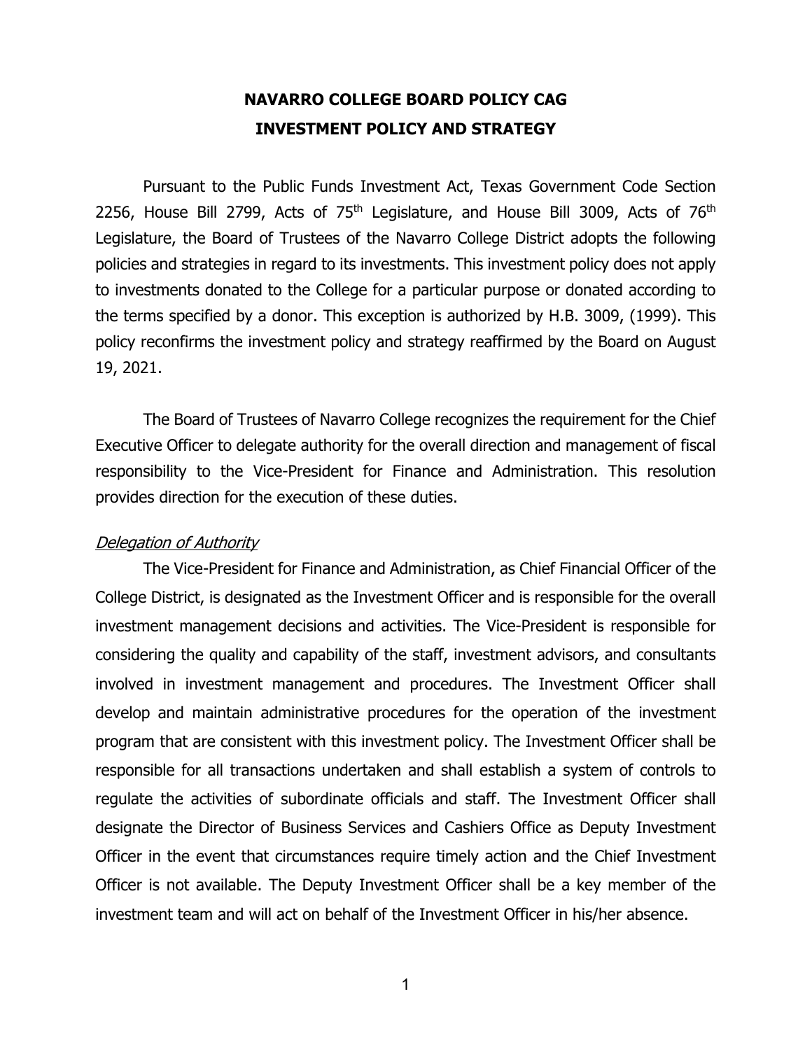# NAVARRO COLLEGE BOARD POLICY CAG
# INVESTMENT POLICY AND STRATEGY

Pursuant to the Public Funds Investment Act, Texas Government Code Section 2256, House Bill 2799, Acts of 75th Legislature, and House Bill 3009, Acts of 76th Legislature, the Board of Trustees of the Navarro College District adopts the following policies and strategies in regard to its investments. This investment policy does not apply to investments donated to the College for a particular purpose or donated according to the terms specified by a donor. This exception is authorized by H.B. 3009, (1999). This policy reconfirms the investment policy and strategy reaffirmed by the Board on August 19, 2021.

The Board of Trustees of Navarro College recognizes the requirement for the Chief Executive Officer to delegate authority for the overall direction and management of fiscal responsibility to the Vice-President for Finance and Administration. This resolution provides direction for the execution of these duties.

*Delegation of Authority*

The Vice-President for Finance and Administration, as Chief Financial Officer of the College District, is designated as the Investment Officer and is responsible for the overall investment management decisions and activities. The Vice-President is responsible for considering the quality and capability of the staff, investment advisors, and consultants involved in investment management and procedures. The Investment Officer shall develop and maintain administrative procedures for the operation of the investment program that are consistent with this investment policy. The Investment Officer shall be responsible for all transactions undertaken and shall establish a system of controls to regulate the activities of subordinate officials and staff. The Investment Officer shall designate the Director of Business Services and Cashiers Office as Deputy Investment Officer in the event that circumstances require timely action and the Chief Investment Officer is not available. The Deputy Investment Officer shall be a key member of the investment team and will act on behalf of the Investment Officer in his/her absence.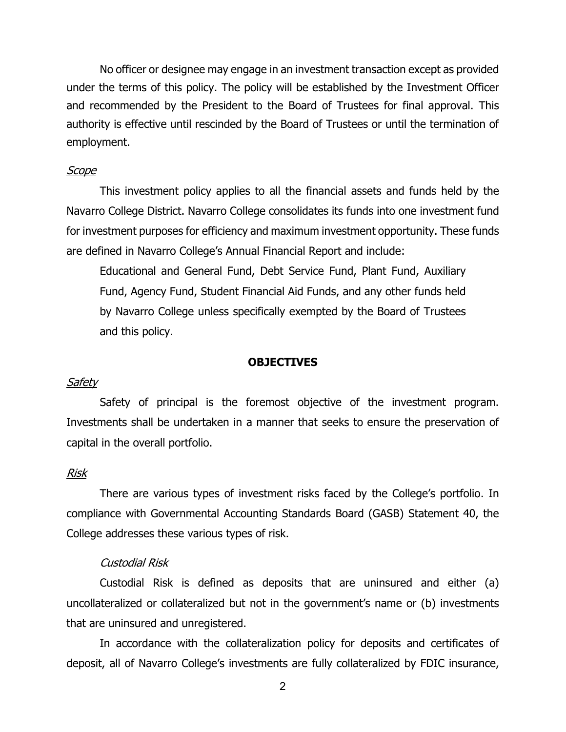No officer or designee may engage in an investment transaction except as provided under the terms of this policy. The policy will be established by the Investment Officer and recommended by the President to the Board of Trustees for final approval. This authority is effective until rescinded by the Board of Trustees or until the termination of employment.

### *Scope*

This investment policy applies to all the financial assets and funds held by the Navarro College District. Navarro College consolidates its funds into one investment fund for investment purposes for efficiency and maximum investment opportunity. These funds are defined in Navarro College's Annual Financial Report and include:

> Educational and General Fund, Debt Service Fund, Plant Fund, Auxiliary Fund, Agency Fund, Student Financial Aid Funds, and any other funds held by Navarro College unless specifically exempted by the Board of Trustees and this policy.

## OBJECTIVES

### *Safety*

Safety of principal is the foremost objective of the investment program. Investments shall be undertaken in a manner that seeks to ensure the preservation of capital in the overall portfolio.

### *Risk*

There are various types of investment risks faced by the College's portfolio. In compliance with Governmental Accounting Standards Board (GASB) Statement 40, the College addresses these various types of risk.

#### *Custodial Risk*

Custodial Risk is defined as deposits that are uninsured and either (a) uncollateralized or collateralized but not in the government's name or (b) investments that are uninsured and unregistered.

In accordance with the collateralization policy for deposits and certificates of deposit, all of Navarro College's investments are fully collateralized by FDIC insurance,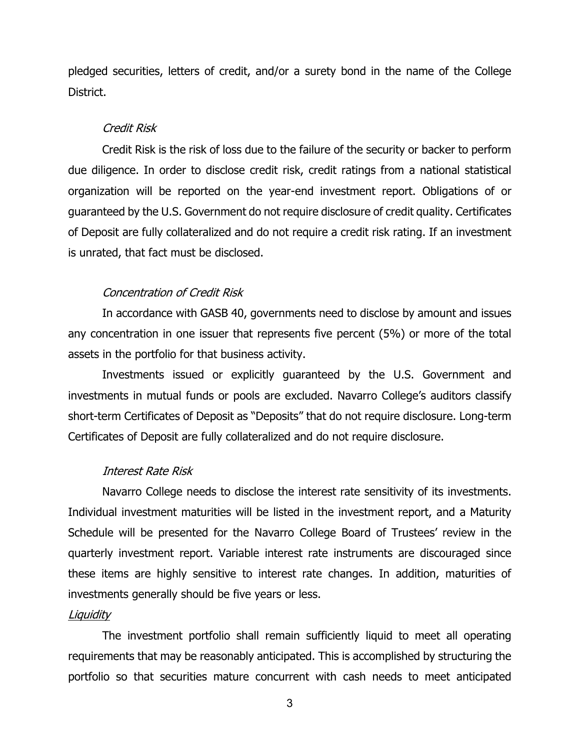pledged securities, letters of credit, and/or a surety bond in the name of the College District.

*Credit Risk*

Credit Risk is the risk of loss due to the failure of the security or backer to perform due diligence. In order to disclose credit risk, credit ratings from a national statistical organization will be reported on the year-end investment report. Obligations of or guaranteed by the U.S. Government do not require disclosure of credit quality. Certificates of Deposit are fully collateralized and do not require a credit risk rating. If an investment is unrated, that fact must be disclosed.

*Concentration of Credit Risk*

In accordance with GASB 40, governments need to disclose by amount and issues any concentration in one issuer that represents five percent (5%) or more of the total assets in the portfolio for that business activity.

Investments issued or explicitly guaranteed by the U.S. Government and investments in mutual funds or pools are excluded. Navarro College's auditors classify short-term Certificates of Deposit as "Deposits" that do not require disclosure. Long-term Certificates of Deposit are fully collateralized and do not require disclosure.

*Interest Rate Risk*

Navarro College needs to disclose the interest rate sensitivity of its investments. Individual investment maturities will be listed in the investment report, and a Maturity Schedule will be presented for the Navarro College Board of Trustees' review in the quarterly investment report. Variable interest rate instruments are discouraged since these items are highly sensitive to interest rate changes. In addition, maturities of investments generally should be five years or less.

*<u>Liquidity</u>*

The investment portfolio shall remain sufficiently liquid to meet all operating requirements that may be reasonably anticipated. This is accomplished by structuring the portfolio so that securities mature concurrent with cash needs to meet anticipated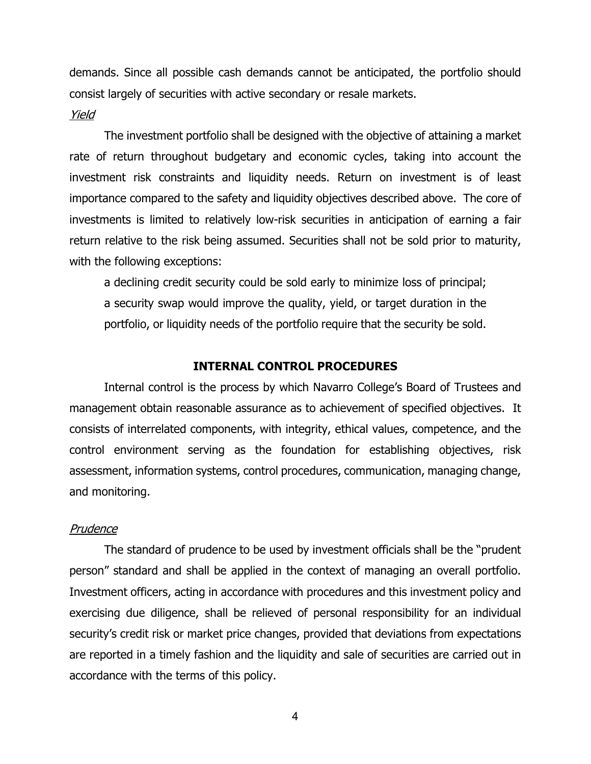demands. Since all possible cash demands cannot be anticipated, the portfolio should consist largely of securities with active secondary or resale markets.

*Yield*

The investment portfolio shall be designed with the objective of attaining a market rate of return throughout budgetary and economic cycles, taking into account the investment risk constraints and liquidity needs. Return on investment is of least importance compared to the safety and liquidity objectives described above. The core of investments is limited to relatively low-risk securities in anticipation of earning a fair return relative to the risk being assumed. Securities shall not be sold prior to maturity, with the following exceptions:

a declining credit security could be sold early to minimize loss of principal;
a security swap would improve the quality, yield, or target duration in the portfolio, or liquidity needs of the portfolio require that the security be sold.

## INTERNAL CONTROL PROCEDURES

Internal control is the process by which Navarro College's Board of Trustees and management obtain reasonable assurance as to achievement of specified objectives. It consists of interrelated components, with integrity, ethical values, competence, and the control environment serving as the foundation for establishing objectives, risk assessment, information systems, control procedures, communication, managing change, and monitoring.

*Prudence*

The standard of prudence to be used by investment officials shall be the "prudent person" standard and shall be applied in the context of managing an overall portfolio. Investment officers, acting in accordance with procedures and this investment policy and exercising due diligence, shall be relieved of personal responsibility for an individual security's credit risk or market price changes, provided that deviations from expectations are reported in a timely fashion and the liquidity and sale of securities are carried out in accordance with the terms of this policy.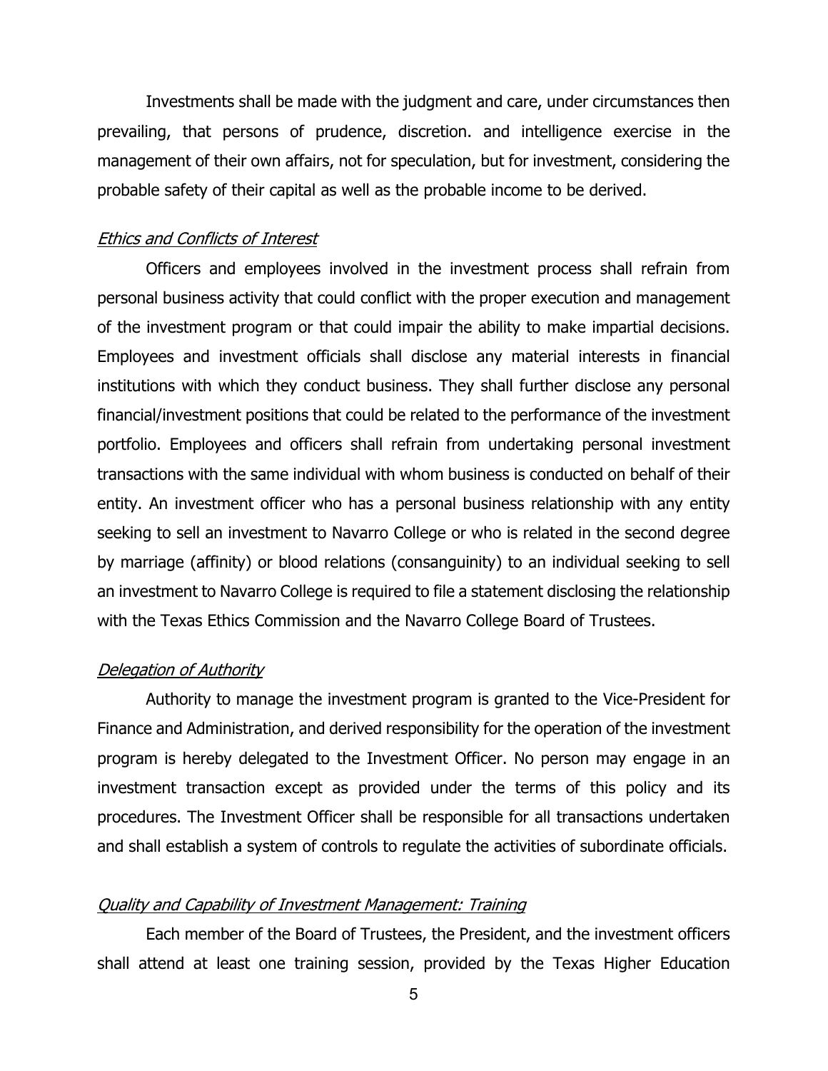Investments shall be made with the judgment and care, under circumstances then prevailing, that persons of prudence, discretion. and intelligence exercise in the management of their own affairs, not for speculation, but for investment, considering the probable safety of their capital as well as the probable income to be derived.

*Ethics and Conflicts of Interest*

Officers and employees involved in the investment process shall refrain from personal business activity that could conflict with the proper execution and management of the investment program or that could impair the ability to make impartial decisions. Employees and investment officials shall disclose any material interests in financial institutions with which they conduct business. They shall further disclose any personal financial/investment positions that could be related to the performance of the investment portfolio. Employees and officers shall refrain from undertaking personal investment transactions with the same individual with whom business is conducted on behalf of their entity. An investment officer who has a personal business relationship with any entity seeking to sell an investment to Navarro College or who is related in the second degree by marriage (affinity) or blood relations (consanguinity) to an individual seeking to sell an investment to Navarro College is required to file a statement disclosing the relationship with the Texas Ethics Commission and the Navarro College Board of Trustees.

*Delegation of Authority*

Authority to manage the investment program is granted to the Vice-President for Finance and Administration, and derived responsibility for the operation of the investment program is hereby delegated to the Investment Officer. No person may engage in an investment transaction except as provided under the terms of this policy and its procedures. The Investment Officer shall be responsible for all transactions undertaken and shall establish a system of controls to regulate the activities of subordinate officials.

*Quality and Capability of Investment Management: Training*

Each member of the Board of Trustees, the President, and the investment officers shall attend at least one training session, provided by the Texas Higher Education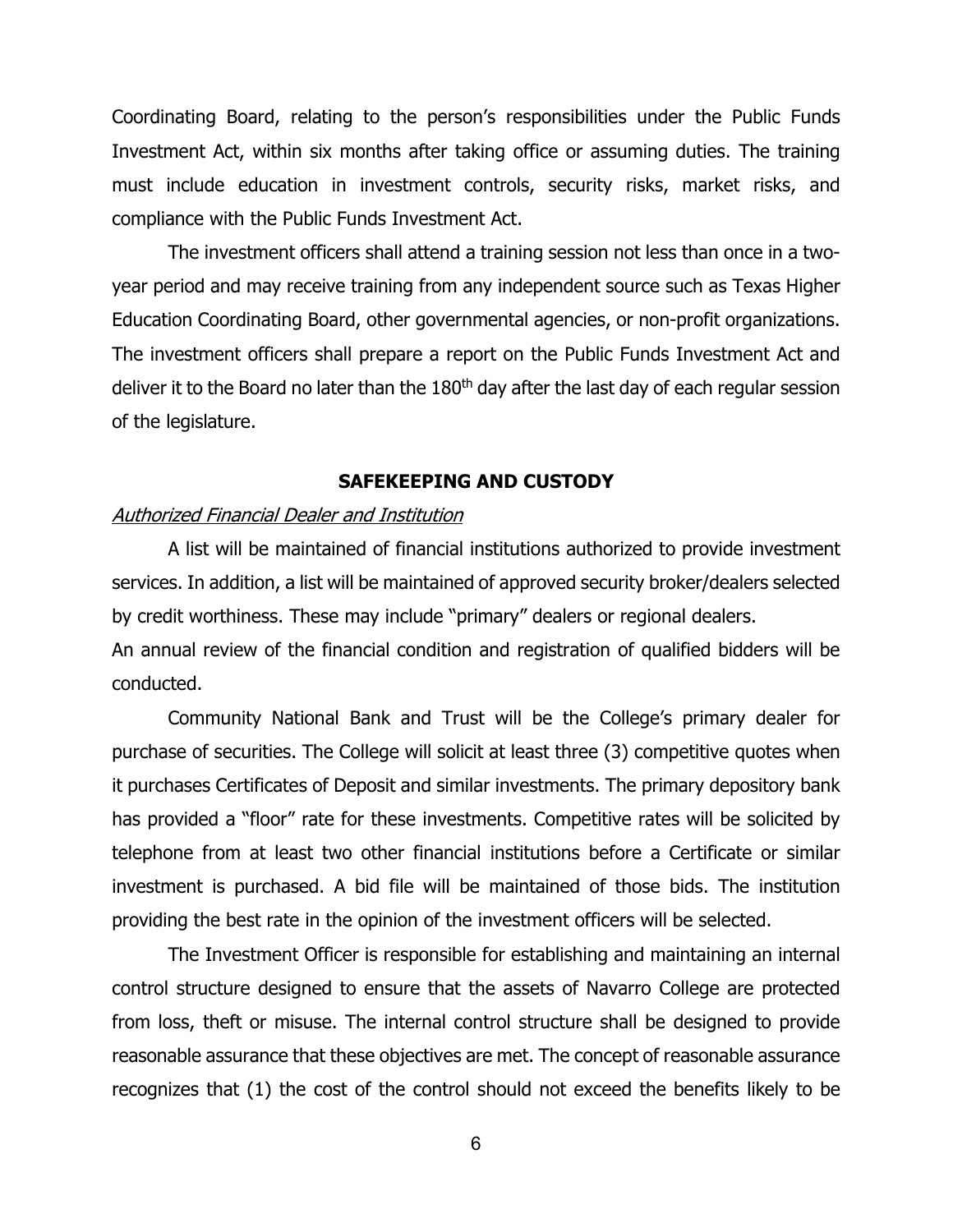Coordinating Board, relating to the person's responsibilities under the Public Funds Investment Act, within six months after taking office or assuming duties. The training must include education in investment controls, security risks, market risks, and compliance with the Public Funds Investment Act.

The investment officers shall attend a training session not less than once in a two-year period and may receive training from any independent source such as Texas Higher Education Coordinating Board, other governmental agencies, or non-profit organizations. The investment officers shall prepare a report on the Public Funds Investment Act and deliver it to the Board no later than the 180th day after the last day of each regular session of the legislature.

## SAFEKEEPING AND CUSTODY

*Authorized Financial Dealer and Institution*

A list will be maintained of financial institutions authorized to provide investment services. In addition, a list will be maintained of approved security broker/dealers selected by credit worthiness. These may include "primary" dealers or regional dealers.
An annual review of the financial condition and registration of qualified bidders will be conducted.

Community National Bank and Trust will be the College's primary dealer for purchase of securities. The College will solicit at least three (3) competitive quotes when it purchases Certificates of Deposit and similar investments. The primary depository bank has provided a "floor" rate for these investments. Competitive rates will be solicited by telephone from at least two other financial institutions before a Certificate or similar investment is purchased. A bid file will be maintained of those bids. The institution providing the best rate in the opinion of the investment officers will be selected.

The Investment Officer is responsible for establishing and maintaining an internal control structure designed to ensure that the assets of Navarro College are protected from loss, theft or misuse. The internal control structure shall be designed to provide reasonable assurance that these objectives are met. The concept of reasonable assurance recognizes that (1) the cost of the control should not exceed the benefits likely to be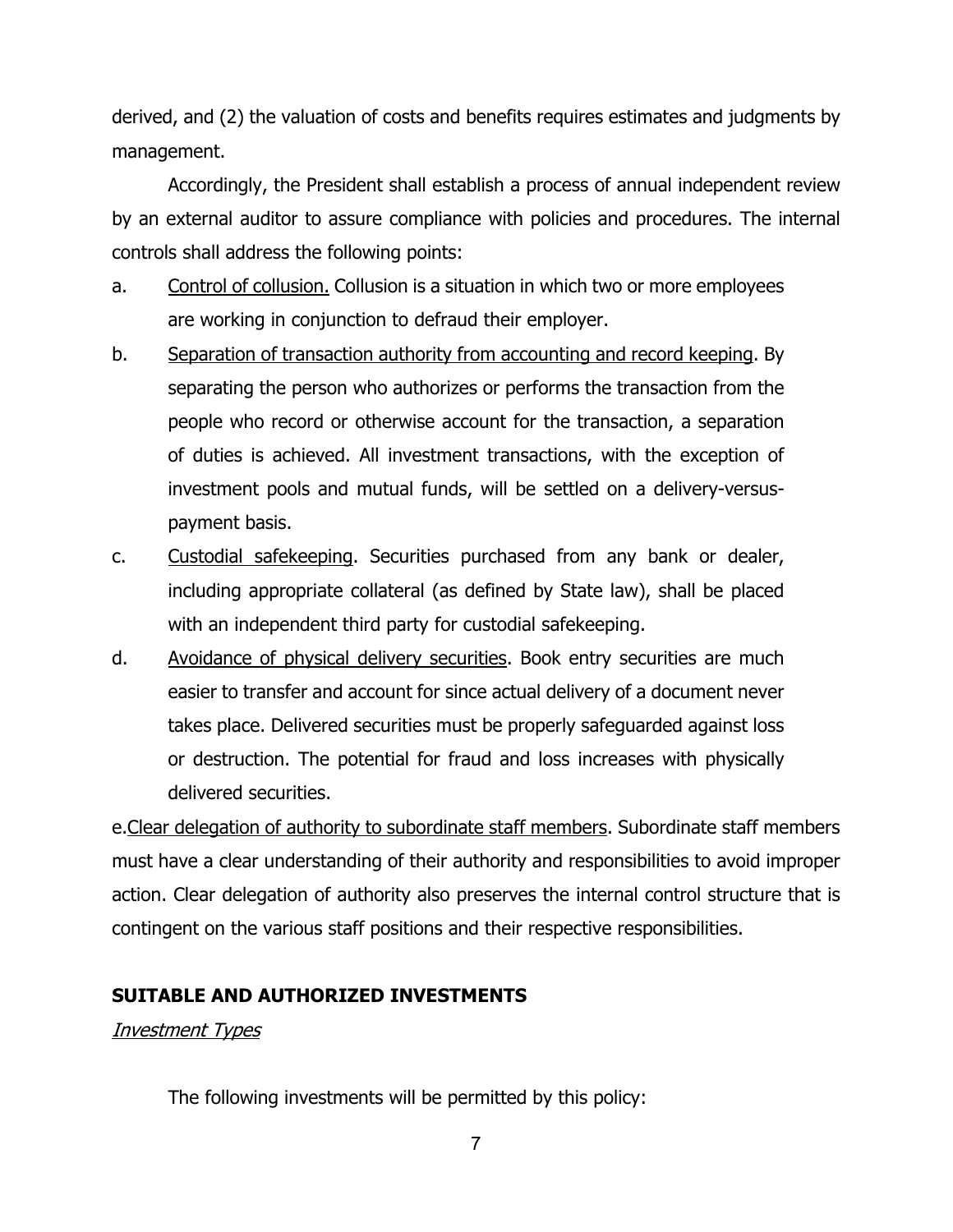derived, and (2) the valuation of costs and benefits requires estimates and judgments by management.

Accordingly, the President shall establish a process of annual independent review by an external auditor to assure compliance with policies and procedures. The internal controls shall address the following points:

a. Control of collusion. Collusion is a situation in which two or more employees are working in conjunction to defraud their employer.

b. Separation of transaction authority from accounting and record keeping. By separating the person who authorizes or performs the transaction from the people who record or otherwise account for the transaction, a separation of duties is achieved. All investment transactions, with the exception of investment pools and mutual funds, will be settled on a delivery-versus-payment basis.

c. Custodial safekeeping. Securities purchased from any bank or dealer, including appropriate collateral (as defined by State law), shall be placed with an independent third party for custodial safekeeping.

d. Avoidance of physical delivery securities. Book entry securities are much easier to transfer and account for since actual delivery of a document never takes place. Delivered securities must be properly safeguarded against loss or destruction. The potential for fraud and loss increases with physically delivered securities.

e. Clear delegation of authority to subordinate staff members. Subordinate staff members must have a clear understanding of their authority and responsibilities to avoid improper action. Clear delegation of authority also preserves the internal control structure that is contingent on the various staff positions and their respective responsibilities.

## SUITABLE AND AUTHORIZED INVESTMENTS

*Investment Types*

The following investments will be permitted by this policy: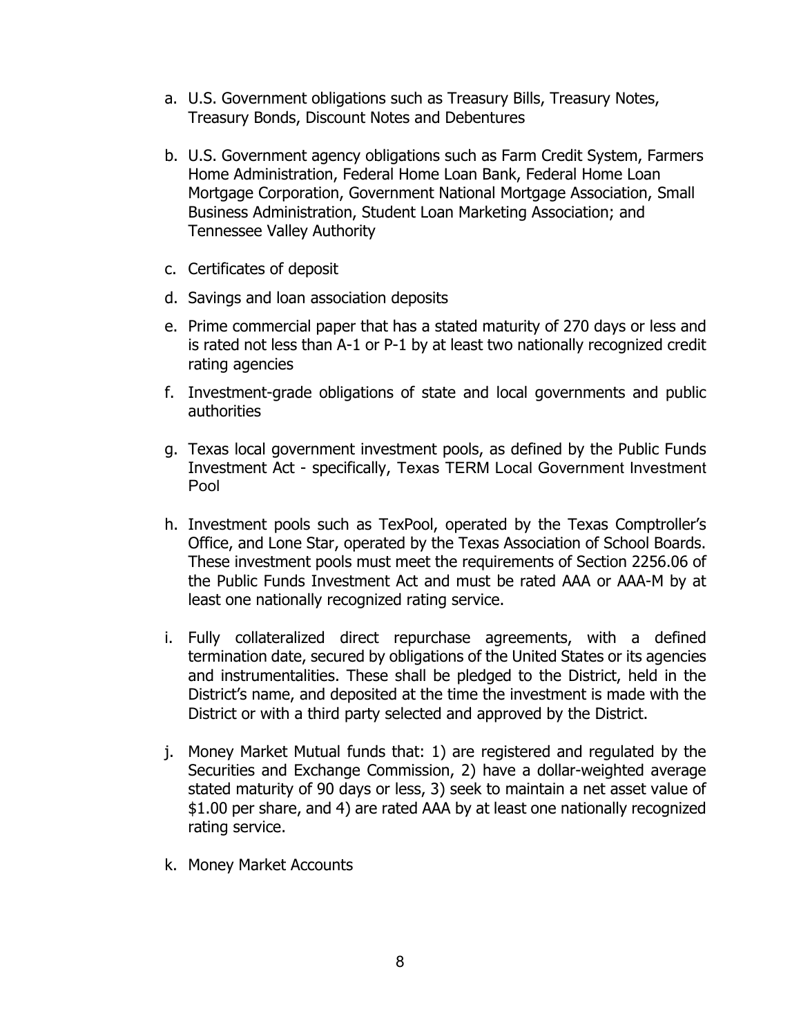a. U.S. Government obligations such as Treasury Bills, Treasury Notes, Treasury Bonds, Discount Notes and Debentures

b. U.S. Government agency obligations such as Farm Credit System, Farmers Home Administration, Federal Home Loan Bank, Federal Home Loan Mortgage Corporation, Government National Mortgage Association, Small Business Administration, Student Loan Marketing Association; and Tennessee Valley Authority

c. Certificates of deposit

d. Savings and loan association deposits

e. Prime commercial paper that has a stated maturity of 270 days or less and is rated not less than A-1 or P-1 by at least two nationally recognized credit rating agencies

f. Investment-grade obligations of state and local governments and public authorities

g. Texas local government investment pools, as defined by the Public Funds Investment Act - specifically, Texas TERM Local Government Investment Pool

h. Investment pools such as TexPool, operated by the Texas Comptroller's Office, and Lone Star, operated by the Texas Association of School Boards. These investment pools must meet the requirements of Section 2256.06 of the Public Funds Investment Act and must be rated AAA or AAA-M by at least one nationally recognized rating service.

i. Fully collateralized direct repurchase agreements, with a defined termination date, secured by obligations of the United States or its agencies and instrumentalities. These shall be pledged to the District, held in the District's name, and deposited at the time the investment is made with the District or with a third party selected and approved by the District.

j. Money Market Mutual funds that: 1) are registered and regulated by the Securities and Exchange Commission, 2) have a dollar-weighted average stated maturity of 90 days or less, 3) seek to maintain a net asset value of $1.00 per share, and 4) are rated AAA by at least one nationally recognized rating service.

k. Money Market Accounts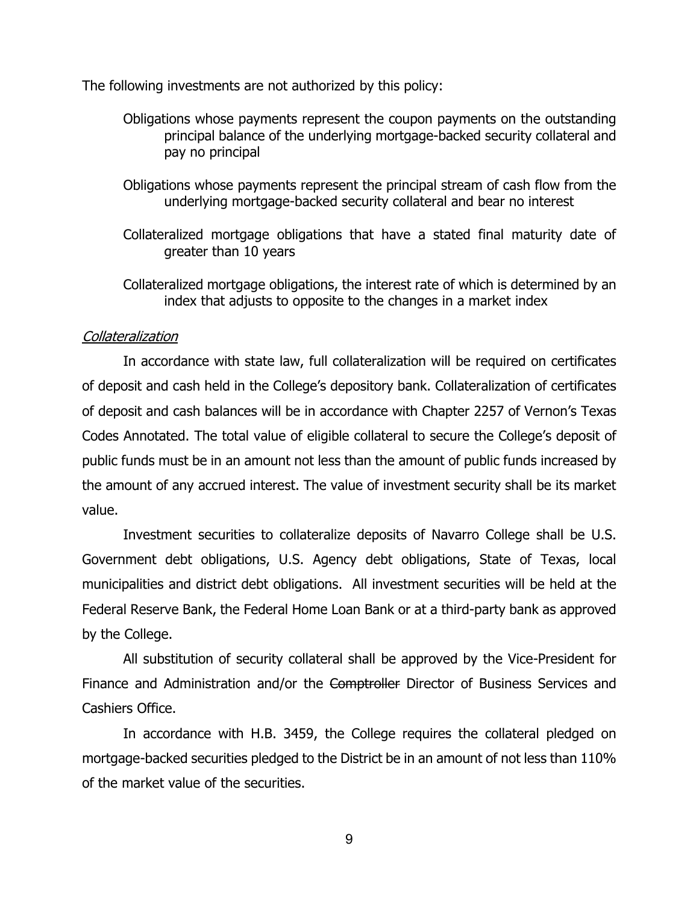The following investments are not authorized by this policy:

Obligations whose payments represent the coupon payments on the outstanding principal balance of the underlying mortgage-backed security collateral and pay no principal

Obligations whose payments represent the principal stream of cash flow from the underlying mortgage-backed security collateral and bear no interest

Collateralized mortgage obligations that have a stated final maturity date of greater than 10 years

Collateralized mortgage obligations, the interest rate of which is determined by an index that adjusts to opposite to the changes in a market index

*Collateralization*

In accordance with state law, full collateralization will be required on certificates of deposit and cash held in the College's depository bank. Collateralization of certificates of deposit and cash balances will be in accordance with Chapter 2257 of Vernon's Texas Codes Annotated. The total value of eligible collateral to secure the College's deposit of public funds must be in an amount not less than the amount of public funds increased by the amount of any accrued interest. The value of investment security shall be its market value.

Investment securities to collateralize deposits of Navarro College shall be U.S. Government debt obligations, U.S. Agency debt obligations, State of Texas, local municipalities and district debt obligations. All investment securities will be held at the Federal Reserve Bank, the Federal Home Loan Bank or at a third-party bank as approved by the College.

All substitution of security collateral shall be approved by the Vice-President for Finance and Administration and/or the ~~Comptroller~~ Director of Business Services and Cashiers Office.

In accordance with H.B. 3459, the College requires the collateral pledged on mortgage-backed securities pledged to the District be in an amount of not less than 110% of the market value of the securities.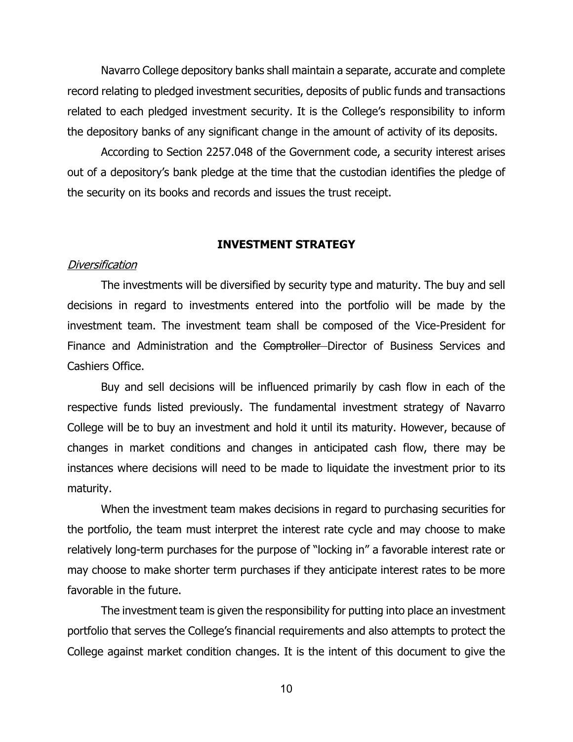Navarro College depository banks shall maintain a separate, accurate and complete record relating to pledged investment securities, deposits of public funds and transactions related to each pledged investment security. It is the College's responsibility to inform the depository banks of any significant change in the amount of activity of its deposits.

According to Section 2257.048 of the Government code, a security interest arises out of a depository's bank pledge at the time that the custodian identifies the pledge of the security on its books and records and issues the trust receipt.

## INVESTMENT STRATEGY

*Diversification*

The investments will be diversified by security type and maturity. The buy and sell decisions in regard to investments entered into the portfolio will be made by the investment team. The investment team shall be composed of the Vice-President for Finance and Administration and the ~~Comptroller~~ Director of Business Services and Cashiers Office.

Buy and sell decisions will be influenced primarily by cash flow in each of the respective funds listed previously. The fundamental investment strategy of Navarro College will be to buy an investment and hold it until its maturity. However, because of changes in market conditions and changes in anticipated cash flow, there may be instances where decisions will need to be made to liquidate the investment prior to its maturity.

When the investment team makes decisions in regard to purchasing securities for the portfolio, the team must interpret the interest rate cycle and may choose to make relatively long-term purchases for the purpose of "locking in" a favorable interest rate or may choose to make shorter term purchases if they anticipate interest rates to be more favorable in the future.

The investment team is given the responsibility for putting into place an investment portfolio that serves the College's financial requirements and also attempts to protect the College against market condition changes. It is the intent of this document to give the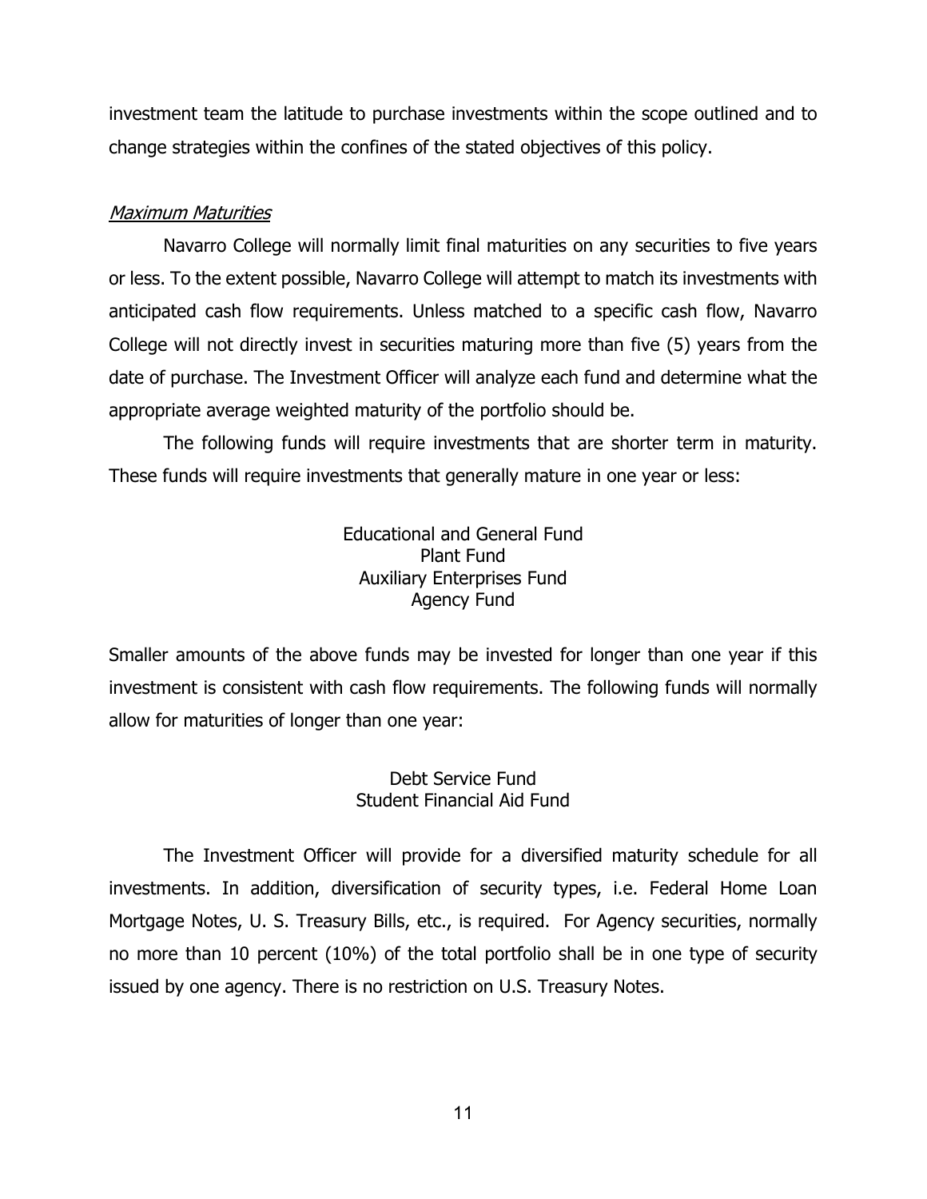investment team the latitude to purchase investments within the scope outlined and to change strategies within the confines of the stated objectives of this policy.

*Maximum Maturities*

Navarro College will normally limit final maturities on any securities to five years or less. To the extent possible, Navarro College will attempt to match its investments with anticipated cash flow requirements. Unless matched to a specific cash flow, Navarro College will not directly invest in securities maturing more than five (5) years from the date of purchase. The Investment Officer will analyze each fund and determine what the appropriate average weighted maturity of the portfolio should be.

The following funds will require investments that are shorter term in maturity. These funds will require investments that generally mature in one year or less:

Educational and General Fund
Plant Fund
Auxiliary Enterprises Fund
Agency Fund

Smaller amounts of the above funds may be invested for longer than one year if this investment is consistent with cash flow requirements. The following funds will normally allow for maturities of longer than one year:

Debt Service Fund
Student Financial Aid Fund

The Investment Officer will provide for a diversified maturity schedule for all investments. In addition, diversification of security types, i.e. Federal Home Loan Mortgage Notes, U. S. Treasury Bills, etc., is required. For Agency securities, normally no more than 10 percent (10%) of the total portfolio shall be in one type of security issued by one agency. There is no restriction on U.S. Treasury Notes.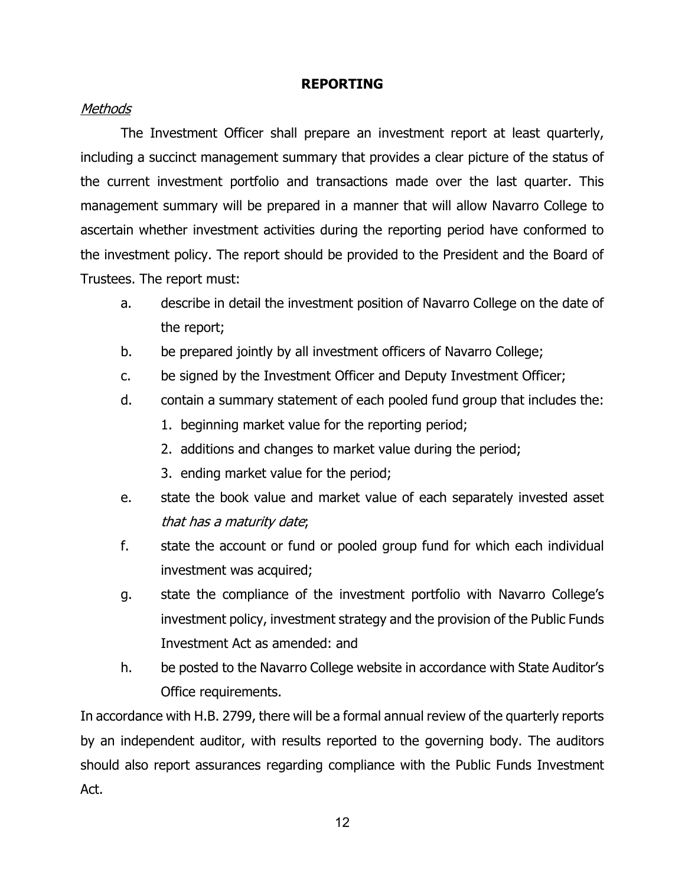## REPORTING

*Methods*

The Investment Officer shall prepare an investment report at least quarterly, including a succinct management summary that provides a clear picture of the status of the current investment portfolio and transactions made over the last quarter. This management summary will be prepared in a manner that will allow Navarro College to ascertain whether investment activities during the reporting period have conformed to the investment policy. The report should be provided to the President and the Board of Trustees. The report must:

a. describe in detail the investment position of Navarro College on the date of the report;
b. be prepared jointly by all investment officers of Navarro College;
c. be signed by the Investment Officer and Deputy Investment Officer;
d. contain a summary statement of each pooled fund group that includes the:
    1. beginning market value for the reporting period;
    2. additions and changes to market value during the period;
    3. ending market value for the period;
e. state the book value and market value of each separately invested asset *that has a maturity date*;
f. state the account or fund or pooled group fund for which each individual investment was acquired;
g. state the compliance of the investment portfolio with Navarro College's investment policy, investment strategy and the provision of the Public Funds Investment Act as amended: and
h. be posted to the Navarro College website in accordance with State Auditor's Office requirements.

In accordance with H.B. 2799, there will be a formal annual review of the quarterly reports by an independent auditor, with results reported to the governing body. The auditors should also report assurances regarding compliance with the Public Funds Investment Act.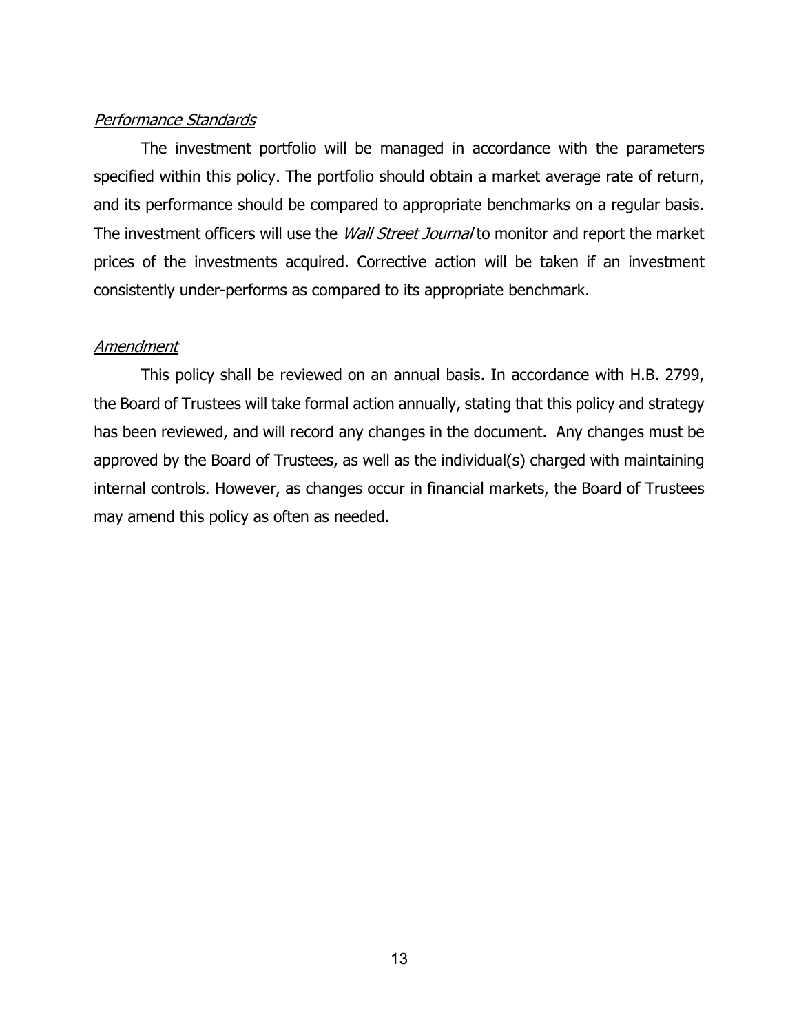*Performance Standards*

The investment portfolio will be managed in accordance with the parameters specified within this policy. The portfolio should obtain a market average rate of return, and its performance should be compared to appropriate benchmarks on a regular basis. The investment officers will use the *Wall Street Journal* to monitor and report the market prices of the investments acquired. Corrective action will be taken if an investment consistently under-performs as compared to its appropriate benchmark.

*Amendment*

This policy shall be reviewed on an annual basis. In accordance with H.B. 2799, the Board of Trustees will take formal action annually, stating that this policy and strategy has been reviewed, and will record any changes in the document. Any changes must be approved by the Board of Trustees, as well as the individual(s) charged with maintaining internal controls. However, as changes occur in financial markets, the Board of Trustees may amend this policy as often as needed.